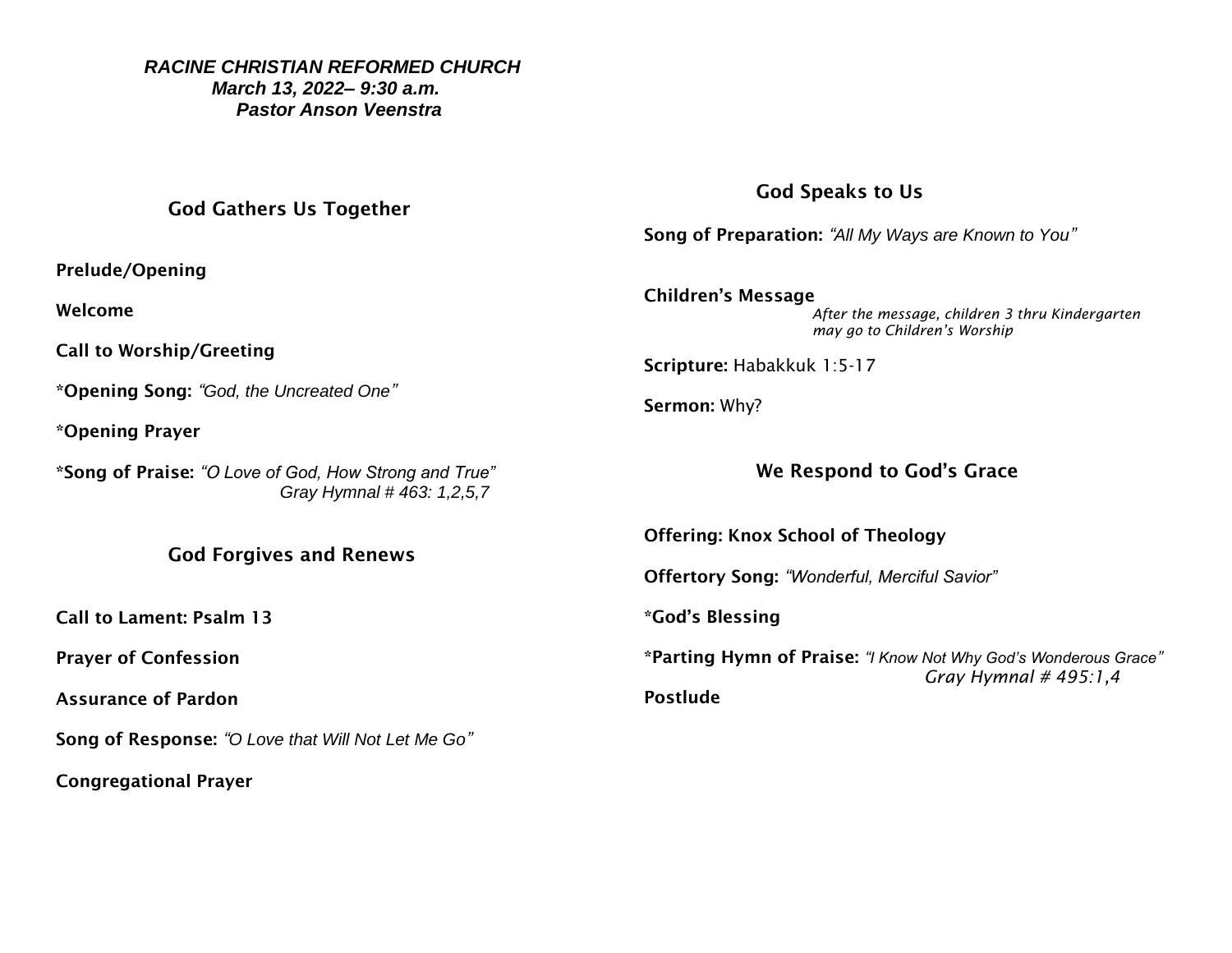***RACINE CHRISTIAN REFORMED CHURCH***
***March 13, 2022– 9:30 a.m.***
***Pastor Anson Veenstra***

## God Gathers Us Together

**Prelude/Opening**

**Welcome**

**Call to Worship/Greeting**

**\*Opening Song:** *"God, the Uncreated One"*

**\*Opening Prayer**

**\*Song of Praise:** *"O Love of God, How Strong and True"*
*Gray Hymnal # 463: 1,2,5,7*

## God Forgives and Renews

**Call to Lament: Psalm 13**

**Prayer of Confession**

**Assurance of Pardon**

**Song of Response:** *"O Love that Will Not Let Me Go"*

**Congregational Prayer**

## God Speaks to Us

**Song of Preparation:** *"All My Ways are Known to You"*

**Children's Message**
*After the message, children 3 thru Kindergarten may go to Children's Worship*

**Scripture:** Habakkuk 1:5-17

**Sermon:** Why?

## We Respond to God's Grace

**Offering: Knox School of Theology**

**Offertory Song:** *"Wonderful, Merciful Savior"*

**\*God's Blessing**

**\*Parting Hymn of Praise:** *"I Know Not Why God's Wonderous Grace"*
*Gray Hymnal # 495:1,4*

**Postlude**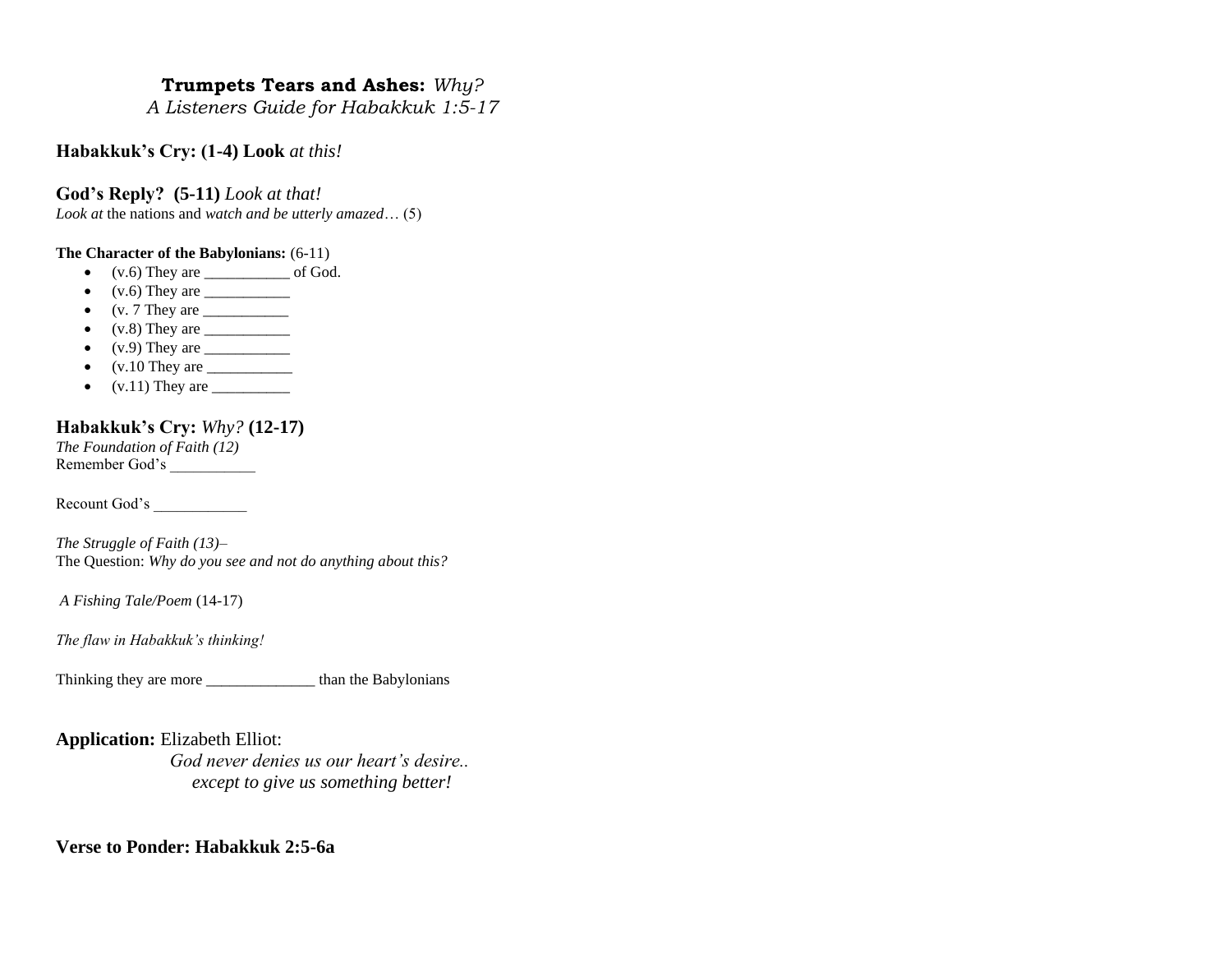**Trumpets Tears and Ashes:** *Why?*
*A Listeners Guide for Habakkuk 1:5-17*

**Habakkuk's Cry: (1-4) Look** *at this!*

**God's Reply? (5-11)** *Look at that!*
*Look at* the nations and *watch and be utterly amazed*… (5)

**The Character of the Babylonians:** (6-11)

- (v.6) They are ___________ of God.
- (v.6) They are ___________
- (v. 7 They are ___________
- (v.8) They are ___________
- (v.9) They are ___________
- (v.10 They are ___________
- (v.11) They are __________

**Habakkuk's Cry:** *Why?* **(12-17)**
*The Foundation of Faith (12)*
Remember God's ___________

Recount God's ____________

*The Struggle of Faith (13)–*
The Question: *Why do you see and not do anything about this?*

*A Fishing Tale/Poem* (14-17)

*The flaw in Habakkuk's thinking!*

Thinking they are more ______________ than the Babylonians

**Application:** Elizabeth Elliot:
*God never denies us our heart's desire..*
*except to give us something better!*

**Verse to Ponder: Habakkuk 2:5-6a**